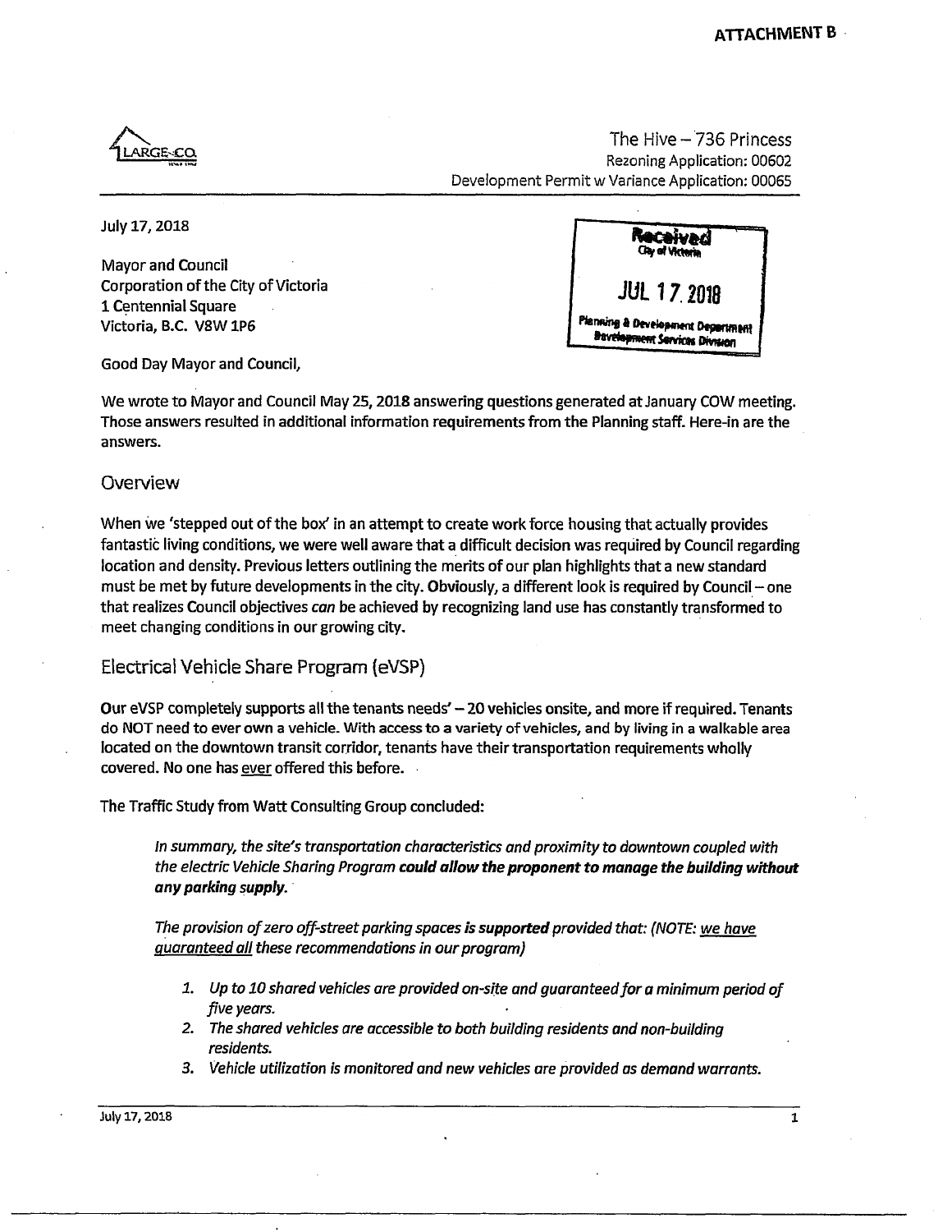ATTACHMENT B

LARGE-CO

The Hive – 736 Princess
Rezoning Application: 00602
Development Permit w Variance Application: 00065

July 17, 2018

Mayor and Council
Corporation of the City of Victoria
1 Centennial Square
Victoria, B.C. V8W 1P6

Received
City of Victoria
JUL 17 2018
Planning & Development Department
Development Services Division

Good Day Mayor and Council,

We wrote to Mayor and Council May 25, 2018 answering questions generated at January COW meeting. Those answers resulted in additional information requirements from the Planning staff. Here-in are the answers.

## Overview

When we 'stepped out of the box' in an attempt to create work force housing that actually provides fantastic living conditions, we were well aware that a difficult decision was required by Council regarding location and density. Previous letters outlining the merits of our plan highlights that a new standard must be met by future developments in the city. **Obviously**, a different look is required by Council – one that realizes Council objectives *can* be achieved by recognizing land use has constantly transformed to meet changing conditions in our growing city.

## Electrical Vehicle Share Program (eVSP)

**Our eVSP completely supports all the tenants needs' – 20 vehicles onsite, and more if required.** Tenants do NOT need to ever own a vehicle. With access to a variety of vehicles, and by living in a walkable area located on the downtown transit corridor, tenants have their transportation requirements wholly covered. No one has ever offered this before.

The Traffic Study from Watt Consulting Group concluded:

> *In summary, the site's transportation characteristics and proximity to downtown coupled with the electric Vehicle Sharing Program **could allow the proponent to manage the building without any parking supply.***
>
> *The provision of zero off-street parking spaces **is supported** provided that: (NOTE: we have guaranteed all these recommendations in our program)*
>
> 1. *Up to 10 shared vehicles are provided on-site and guaranteed for a minimum period of five years.*
> 2. *The shared vehicles are accessible to both building residents and non-building residents.*
> 3. *Vehicle utilization is monitored and new vehicles are provided as demand warrants.*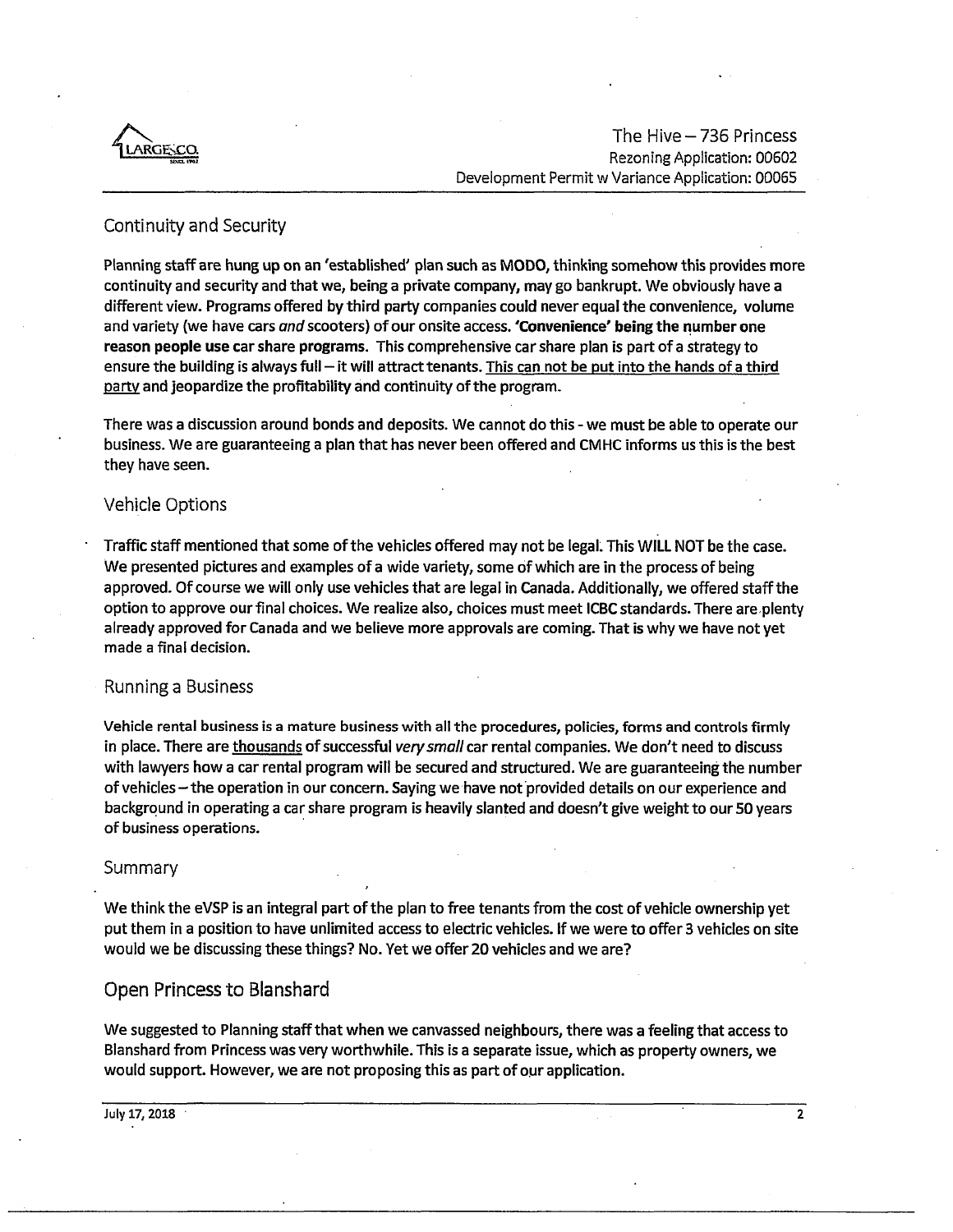## Continuity and Security

Planning staff are hung up on an 'established' plan such as MODO, thinking somehow this provides more continuity and security and that we, being a private company, may go bankrupt. We obviously have a different view. Programs offered by third party companies could never equal the convenience, volume and variety (we have cars *and* scooters) of our onsite access. **'Convenience' being the number one reason people use car share programs.** This comprehensive car share plan is part of a strategy to ensure the building is always full – it will attract tenants. <u>This can not be put into the hands of a third party</u> and jeopardize the profitability and continuity of the program.

There was a discussion around bonds and deposits. We cannot do this - we must be able to operate our business. We are guaranteeing a plan that has never been offered and CMHC informs us this is the best they have seen.

## Vehicle Options

Traffic staff mentioned that some of the vehicles offered may not be legal. This WILL NOT be the case. We presented pictures and examples of a wide variety, some of which are in the process of being approved. Of course we will only use vehicles that are legal in Canada. Additionally, we offered staff the option to approve our final choices. We realize also, choices must meet ICBC standards. There are plenty already approved for Canada and we believe more approvals are coming. That is why we have not yet made a final decision.

## Running a Business

Vehicle rental business is a mature business with all the procedures, policies, forms and controls firmly in place. There are <u>thousands</u> of successful *very small* car rental companies. We don't need to discuss with lawyers how a car rental program will be secured and structured. We are guaranteeing the number of vehicles – the operation in our concern. Saying we have not provided details on our experience and background in operating a car share program is heavily slanted and doesn't give weight to our 50 years of business operations.

## Summary

We think the eVSP is an integral part of the plan to free tenants from the cost of vehicle ownership yet put them in a position to have unlimited access to electric vehicles. If we were to offer 3 vehicles on site would we be discussing these things? No. Yet we offer 20 vehicles and we are?

## Open Princess to Blanshard

We suggested to Planning staff that when we canvassed neighbours, there was a feeling that access to Blanshard from Princess was very worthwhile. This is a separate issue, which as property owners, we would support. However, we are not proposing this as part of our application.

July 17, 2018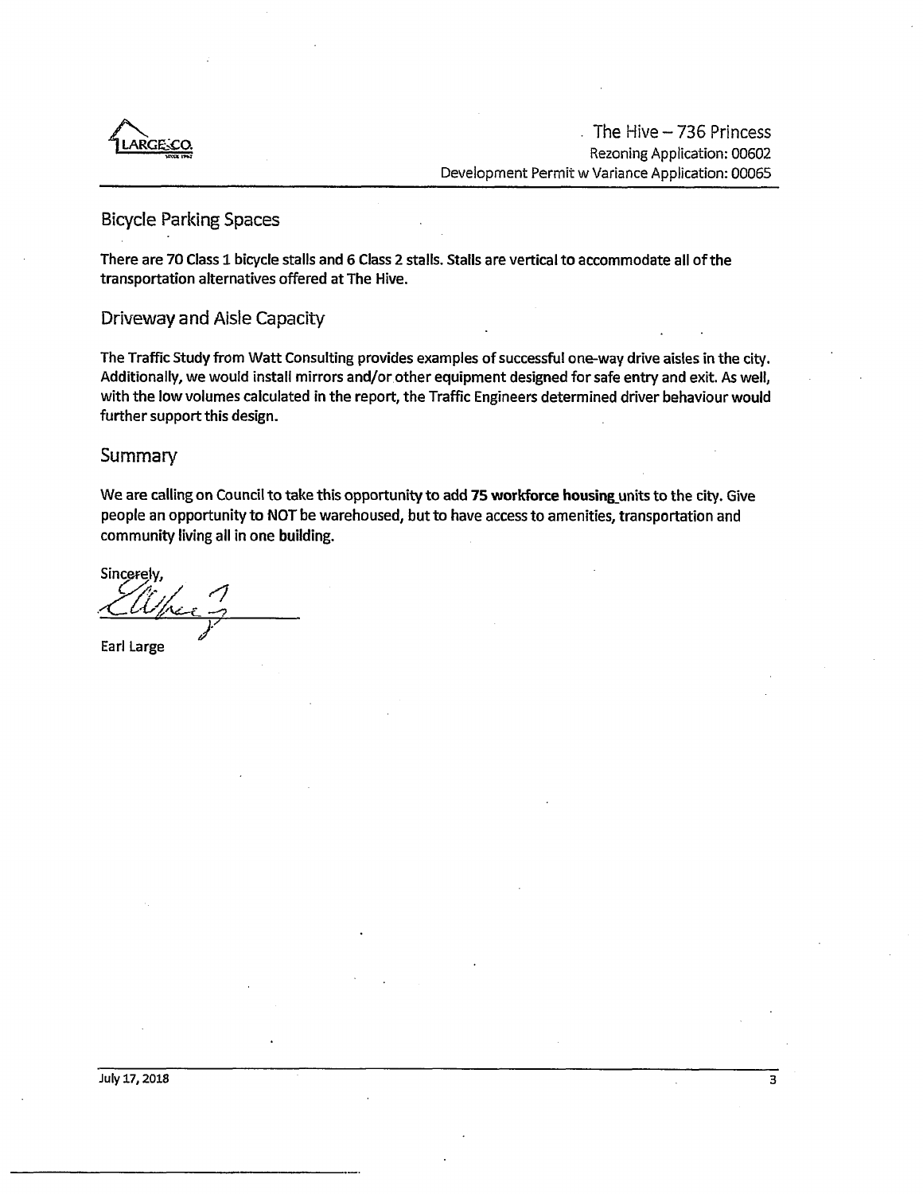## Bicycle Parking Spaces

**There are 70 Class 1 bicycle stalls and 6 Class 2 stalls. Stalls are vertical to accommodate all of the transportation alternatives offered at The Hive.**

## Driveway and Aisle Capacity

**The Traffic Study from Watt Consulting provides examples of successful one-way drive aisles in the city. Additionally, we would install mirrors and/or other equipment designed for safe entry and exit. As well, with the low volumes calculated in the report, the Traffic Engineers determined driver behaviour would further support this design.**

## Summary

**We are calling on Council to take this opportunity to add 75 workforce housing units to the city. Give people an opportunity to NOT be warehoused, but to have access to amenities, transportation and community living all in one building.**

Sincerely,

Earl Large